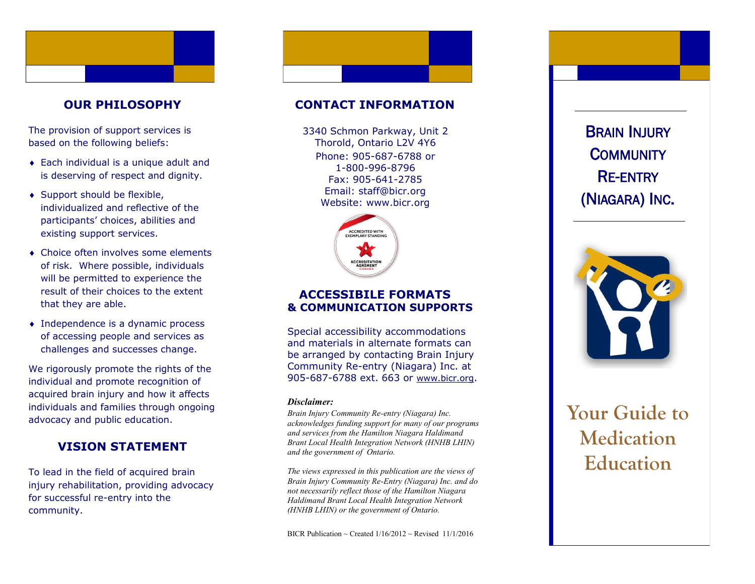## OUR PHILOSOPHY

The provision of support services is based on the following beliefs:

- Each individual is a unique adult and is deserving of respect and dignity.
- Support should be flexible, individualized and reflective of the participants' choices, abilities and existing support services.
- Choice often involves some elements of risk. Where possible, individuals will be permitted to experience the result of their choices to the extent that they are able.
- Independence is a dynamic process of accessing people and services as challenges and successes change.

We rigorously promote the rights of the individual and promote recognition of acquired brain injury and how it affects individuals and families through ongoing advocacy and public education.

## VISION STATEMENT

To lead in the field of acquired brain injury rehabilitation, providing advocacy for successful re-entry into the community.

## CONTACT INFORMATION

3340 Schmon Parkway, Unit 2
Thorold, Ontario L2V 4Y6
Phone: 905-687-6788 or
1-800-996-8796
Fax: 905-641-2785
Email: staff@bicr.org
Website: www.bicr.org

ACCREDITED WITH EXEMPLARY STANDING
ACCREDITATION AGRÉMENT CANADA

## ACCESSIBILE FORMATS & COMMUNICATION SUPPORTS

Special accessibility accommodations and materials in alternate formats can be arranged by contacting Brain Injury Community Re-entry (Niagara) Inc. at 905-687-6788 ext. 663 or www.bicr.org.

***Disclaimer:***

*Brain Injury Community Re-entry (Niagara) Inc. acknowledges funding support for many of our programs and services from the Hamilton Niagara Haldimand Brant Local Health Integration Network (HNHB LHIN) and the government of Ontario.*

*The views expressed in this publication are the views of Brain Injury Community Re-Entry (Niagara) Inc. and do not necessarily reflect those of the Hamilton Niagara Haldimand Brant Local Health Integration Network (HNHB LHIN) or the government of Ontario.*

BICR Publication ~ Created 1/16/2012 ~ Revised 11/1/2016

# BRAIN INJURY COMMUNITY RE-ENTRY (NIAGARA) INC.

# Your Guide to Medication Education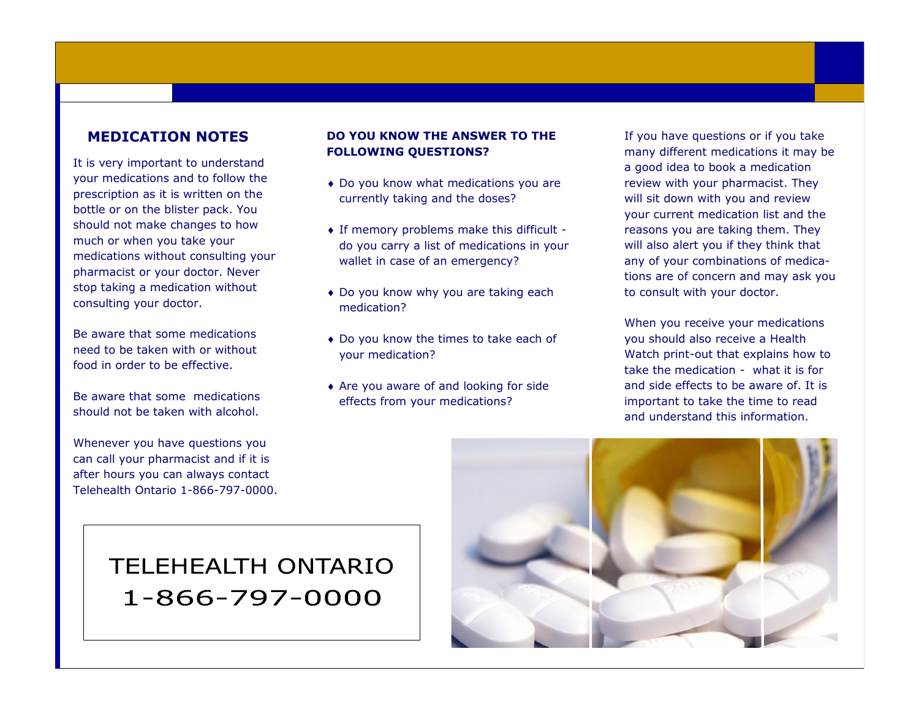## MEDICATION NOTES

It is very important to understand your medications and to follow the prescription as it is written on the bottle or on the blister pack. You should not make changes to how much or when you take your medications without consulting your pharmacist or your doctor. Never stop taking a medication without consulting your doctor.

Be aware that some medications need to be taken with or without food in order to be effective.

Be aware that some medications should not be taken with alcohol.

Whenever you have questions you can call your pharmacist and if it is after hours you can always contact Telehealth Ontario 1-866-797-0000.

TELEHEALTH ONTARIO
1-866-797-0000

**DO YOU KNOW THE ANSWER TO THE FOLLOWING QUESTIONS?**

- Do you know what medications you are currently taking and the doses?
- If memory problems make this difficult - do you carry a list of medications in your wallet in case of an emergency?
- Do you know why you are taking each medication?
- Do you know the times to take each of your medication?
- Are you aware of and looking for side effects from your medications?

If you have questions or if you take many different medications it may be a good idea to book a medication review with your pharmacist. They will sit down with you and review your current medication list and the reasons you are taking them. They will also alert you if they think that any of your combinations of medications are of concern and may ask you to consult with your doctor.

When you receive your medications you should also receive a Health Watch print-out that explains how to take the medication - what it is for and side effects to be aware of. It is important to take the time to read and understand this information.